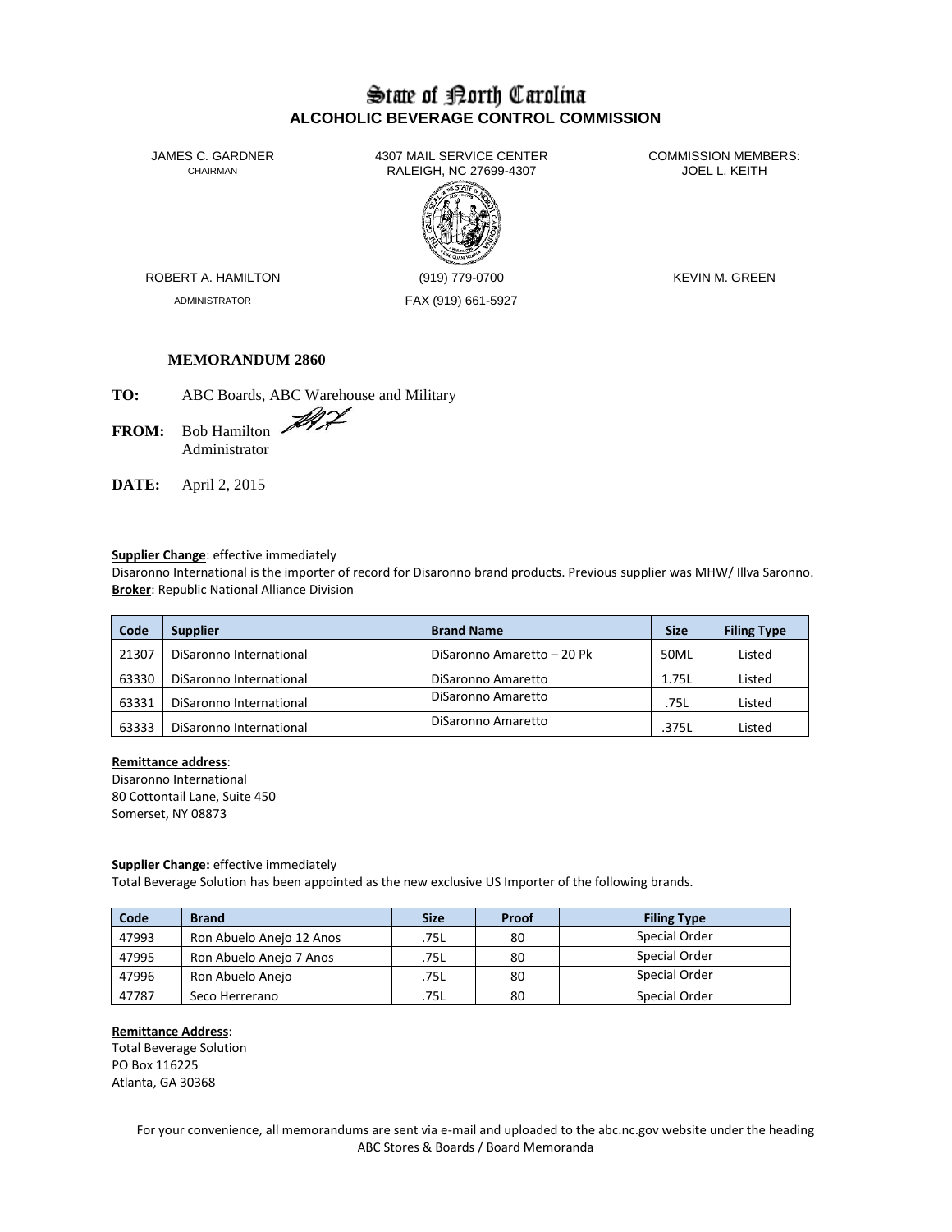# State of North Carolina
## ALCOHOLIC BEVERAGE CONTROL COMMISSION

JAMES C. GARDNER
CHAIRMAN

4307 MAIL SERVICE CENTER
RALEIGH, NC 27699-4307

COMMISSION MEMBERS:
JOEL L. KEITH

ROBERT A. HAMILTON
ADMINISTRATOR

(919) 779-0700
FAX (919) 661-5927

KEVIN M. GREEN

**MEMORANDUM 2860**

**TO:** ABC Boards, ABC Warehouse and Military

**FROM:** Bob Hamilton
Administrator

**DATE:** April 2, 2015

**Supplier Change**: effective immediately
Disaronno International is the importer of record for Disaronno brand products. Previous supplier was MHW/ Illva Saronno.
**Broker**: Republic National Alliance Division

| Code | Supplier | Brand Name | Size | Filing Type |
|---|---|---|---|---|
| 21307 | DiSaronno International | DiSaronno Amaretto – 20 Pk | 50ML | Listed |
| 63330 | DiSaronno International | DiSaronno Amaretto | 1.75L | Listed |
| 63331 | DiSaronno International | DiSaronno Amaretto | .75L | Listed |
| 63333 | DiSaronno International | DiSaronno Amaretto | .375L | Listed |

**Remittance address**:
Disaronno International
80 Cottontail Lane, Suite 450
Somerset, NY 08873

**Supplier Change:** effective immediately
Total Beverage Solution has been appointed as the new exclusive US Importer of the following brands.

| Code | Brand | Size | Proof | Filing Type |
|---|---|---|---|---|
| 47993 | Ron Abuelo Anejo 12 Anos | .75L | 80 | Special Order |
| 47995 | Ron Abuelo Anejo 7 Anos | .75L | 80 | Special Order |
| 47996 | Ron Abuelo Anejo | .75L | 80 | Special Order |
| 47787 | Seco Herrerano | .75L | 80 | Special Order |

**Remittance Address**:
Total Beverage Solution
PO Box 116225
Atlanta, GA 30368

For your convenience, all memorandums are sent via e-mail and uploaded to the abc.nc.gov website under the heading ABC Stores & Boards / Board Memoranda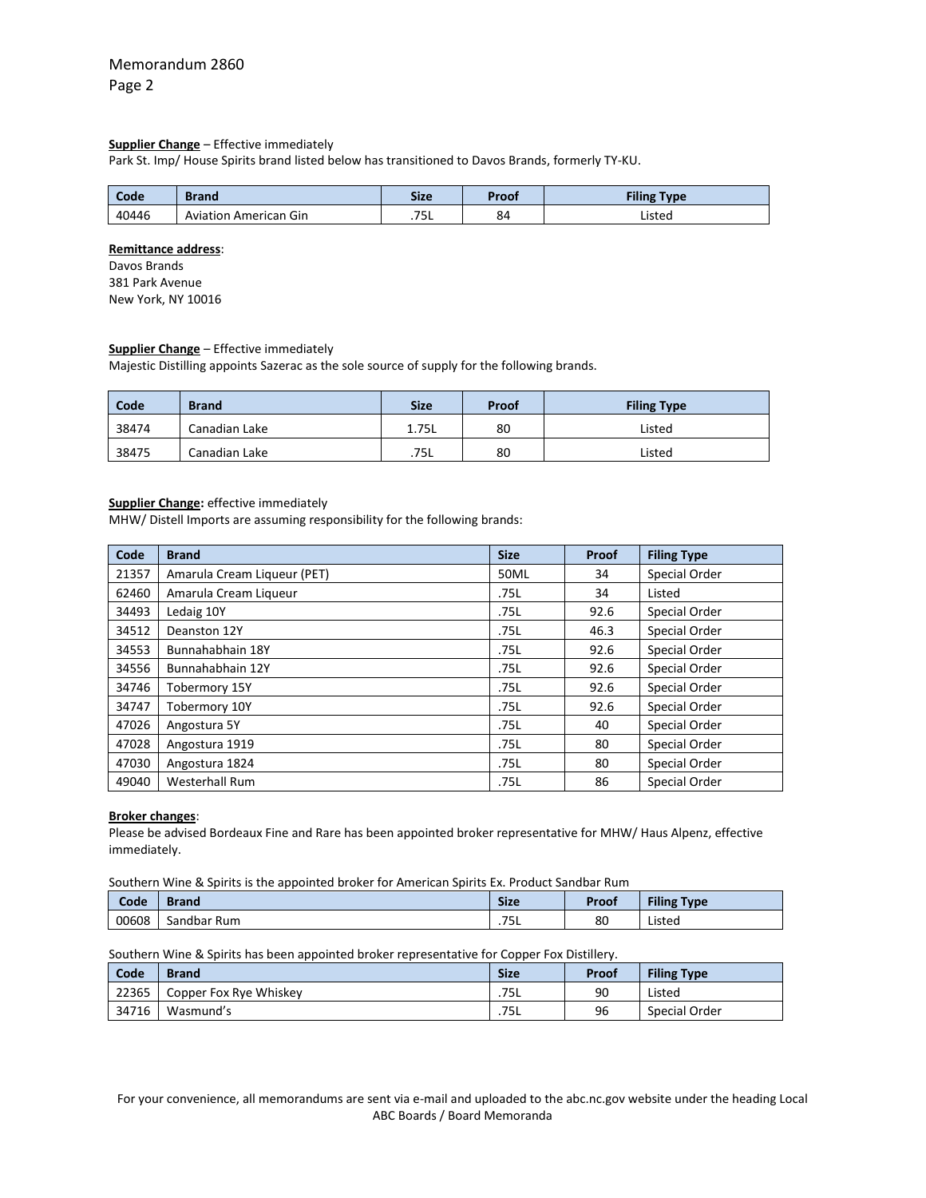**Supplier Change** – Effective immediately

Park St. Imp/ House Spirits brand listed below has transitioned to Davos Brands, formerly TY-KU.

| Code | Brand | Size | Proof | Filing Type |
|---|---|---|---|---|
| 40446 | Aviation American Gin | .75L | 84 | Listed |

**Remittance address**:

Davos Brands
381 Park Avenue
New York, NY 10016

**Supplier Change** – Effective immediately

Majestic Distilling appoints Sazerac as the sole source of supply for the following brands.

| Code | Brand | Size | Proof | Filing Type |
|---|---|---|---|---|
| 38474 | Canadian Lake | 1.75L | 80 | Listed |
| 38475 | Canadian Lake | .75L | 80 | Listed |

**Supplier Change:** effective immediately

MHW/ Distell Imports are assuming responsibility for the following brands:

| Code | Brand | Size | Proof | Filing Type |
|---|---|---|---|---|
| 21357 | Amarula Cream Liqueur (PET) | 50ML | 34 | Special Order |
| 62460 | Amarula Cream Liqueur | .75L | 34 | Listed |
| 34493 | Ledaig 10Y | .75L | 92.6 | Special Order |
| 34512 | Deanston 12Y | .75L | 46.3 | Special Order |
| 34553 | Bunnahabhain 18Y | .75L | 92.6 | Special Order |
| 34556 | Bunnahabhain 12Y | .75L | 92.6 | Special Order |
| 34746 | Tobermory 15Y | .75L | 92.6 | Special Order |
| 34747 | Tobermory 10Y | .75L | 92.6 | Special Order |
| 47026 | Angostura 5Y | .75L | 40 | Special Order |
| 47028 | Angostura 1919 | .75L | 80 | Special Order |
| 47030 | Angostura 1824 | .75L | 80 | Special Order |
| 49040 | Westerhall Rum | .75L | 86 | Special Order |

**Broker changes**:

Please be advised Bordeaux Fine and Rare has been appointed broker representative for MHW/ Haus Alpenz, effective immediately.

Southern Wine & Spirits is the appointed broker for American Spirits Ex. Product Sandbar Rum

| Code | Brand | Size | Proof | Filing Type |
|---|---|---|---|---|
| 00608 | Sandbar Rum | .75L | 80 | Listed |

Southern Wine & Spirits has been appointed broker representative for Copper Fox Distillery.

| Code | Brand | Size | Proof | Filing Type |
|---|---|---|---|---|
| 22365 | Copper Fox Rye Whiskey | .75L | 90 | Listed |
| 34716 | Wasmund's | .75L | 96 | Special Order |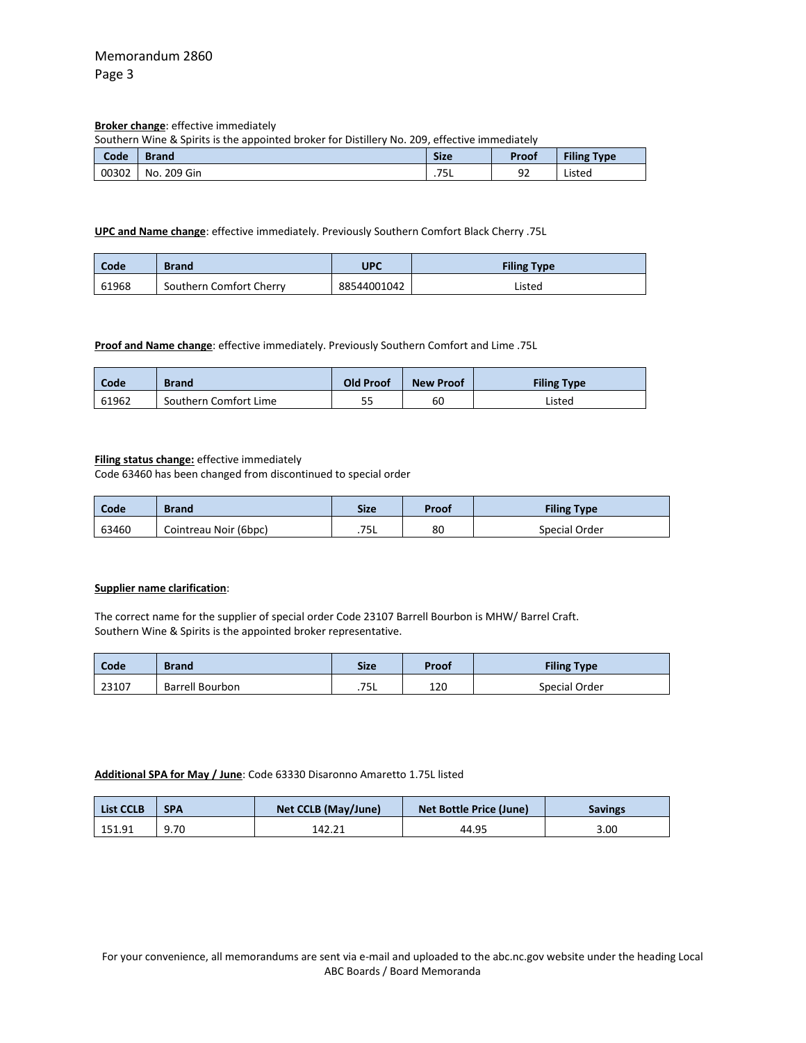**Broker change**: effective immediately

Southern Wine & Spirits is the appointed broker for Distillery No. 209, effective immediately

| Code | Brand | Size | Proof | Filing Type |
|---|---|---|---|---|
| 00302 | No. 209 Gin | .75L | 92 | Listed |

**UPC and Name change**: effective immediately. Previously Southern Comfort Black Cherry .75L

| Code | Brand | UPC | Filing Type |
|---|---|---|---|
| 61968 | Southern Comfort Cherry | 88544001042 | Listed |

**Proof and Name change**: effective immediately. Previously Southern Comfort and Lime .75L

| Code | Brand | Old Proof | New Proof | Filing Type |
|---|---|---|---|---|
| 61962 | Southern Comfort Lime | 55 | 60 | Listed |

**Filing status change:** effective immediately

Code 63460 has been changed from discontinued to special order

| Code | Brand | Size | Proof | Filing Type |
|---|---|---|---|---|
| 63460 | Cointreau Noir (6bpc) | .75L | 80 | Special Order |

**Supplier name clarification**:

The correct name for the supplier of special order Code 23107 Barrell Bourbon is MHW/ Barrel Craft.
Southern Wine & Spirits is the appointed broker representative.

| Code | Brand | Size | Proof | Filing Type |
|---|---|---|---|---|
| 23107 | Barrell Bourbon | .75L | 120 | Special Order |

**Additional SPA for May / June**: Code 63330 Disaronno Amaretto 1.75L listed

| List CCLB | SPA | Net CCLB (May/June) | Net Bottle Price (June) | Savings |
|---|---|---|---|---|
| 151.91 | 9.70 | 142.21 | 44.95 | 3.00 |

For your convenience, all memorandums are sent via e-mail and uploaded to the abc.nc.gov website under the heading Local ABC Boards / Board Memoranda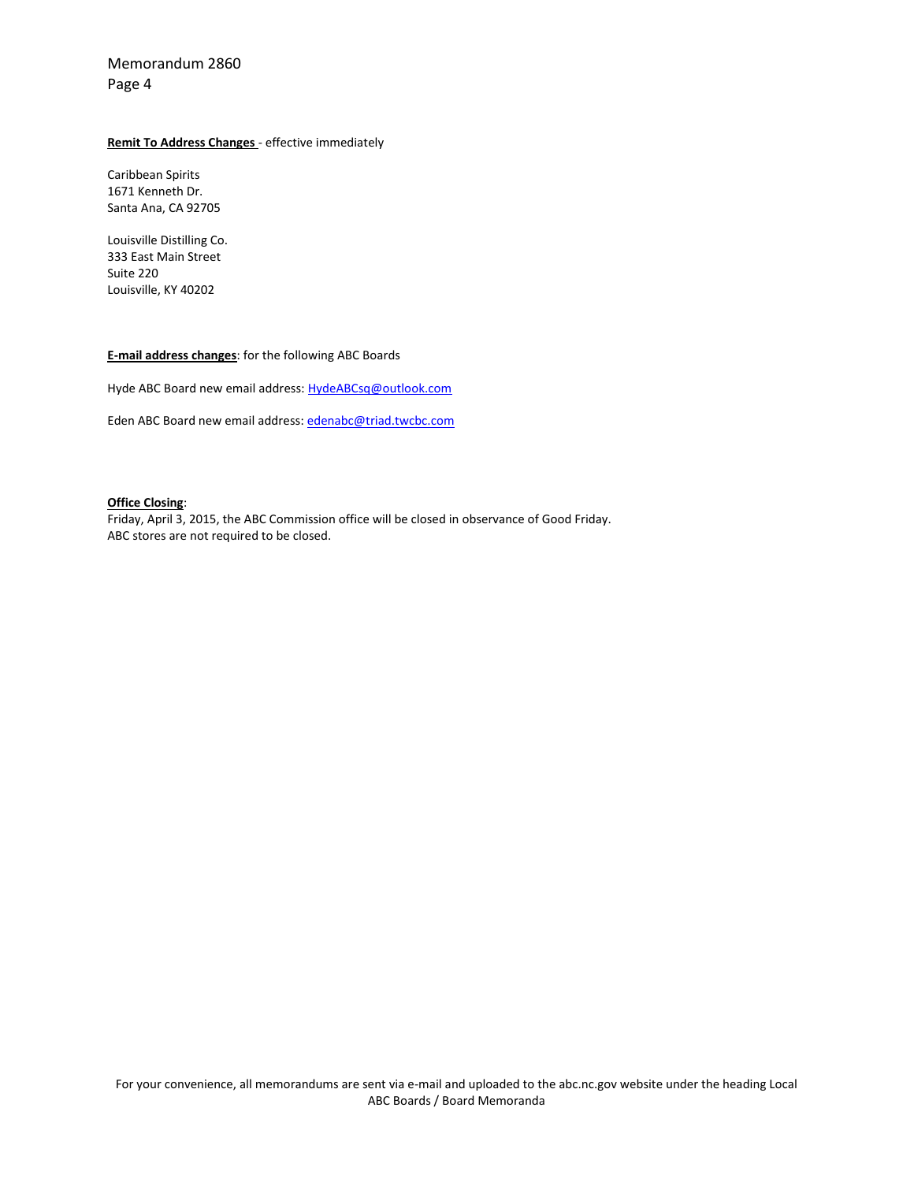**Remit To Address Changes** - effective immediately

Caribbean Spirits
1671 Kenneth Dr.
Santa Ana, CA 92705

Louisville Distilling Co.
333 East Main Street
Suite 220
Louisville, KY 40202

**E-mail address changes**: for the following ABC Boards

Hyde ABC Board new email address: HydeABCsq@outlook.com

Eden ABC Board new email address: edenabc@triad.twcbc.com

**Office Closing**:
Friday, April 3, 2015, the ABC Commission office will be closed in observance of Good Friday.
ABC stores are not required to be closed.

For your convenience, all memorandums are sent via e-mail and uploaded to the abc.nc.gov website under the heading Local ABC Boards / Board Memoranda